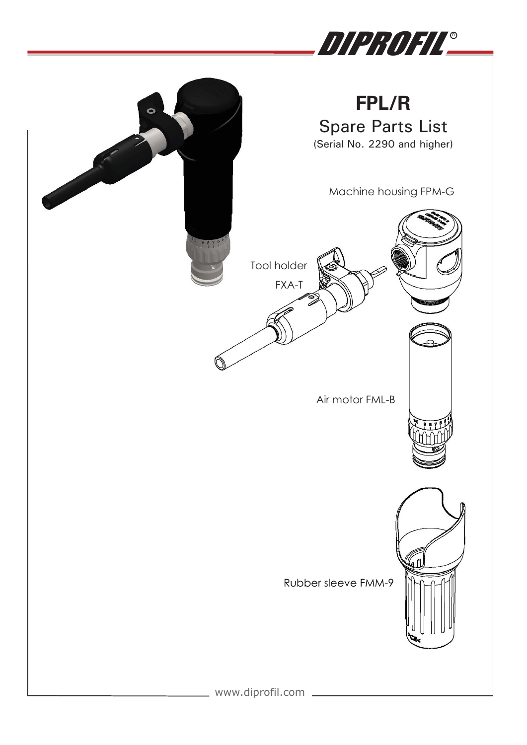# FPL/R

## Spare Parts List

(Serial No. 2290 and higher)

Machine housing FPM-G

Tool holder FXA-T

Air motor FML-B

Rubber sleeve FMM-9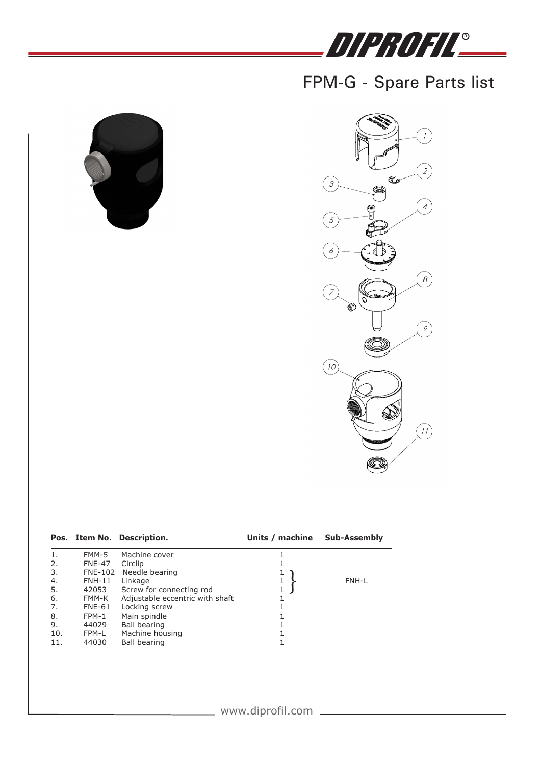# FPM-G - Spare Parts list

| Pos. | Item No. | Description. | Units / machine | Sub-Assembly |
|---|---|---|---|---|
| 1. | FMM-5 | Machine cover | 1 | |
| 2. | FNE-47 | Circlip | 1 | |
| 3. | FNE-102 | Needle bearing | 1 | FNH-L |
| 4. | FNH-11 | Linkage | 1 | FNH-L |
| 5. | 42053 | Screw for connecting rod | 1 | FNH-L |
| 6. | FMM-K | Adjustable eccentric with shaft | 1 | |
| 7. | FNE-61 | Locking screw | 1 | |
| 8. | FPM-1 | Main spindle | 1 | |
| 9. | 44029 | Ball bearing | 1 | |
| 10. | FPM-L | Machine housing | 1 | |
| 11. | 44030 | Ball bearing | 1 | |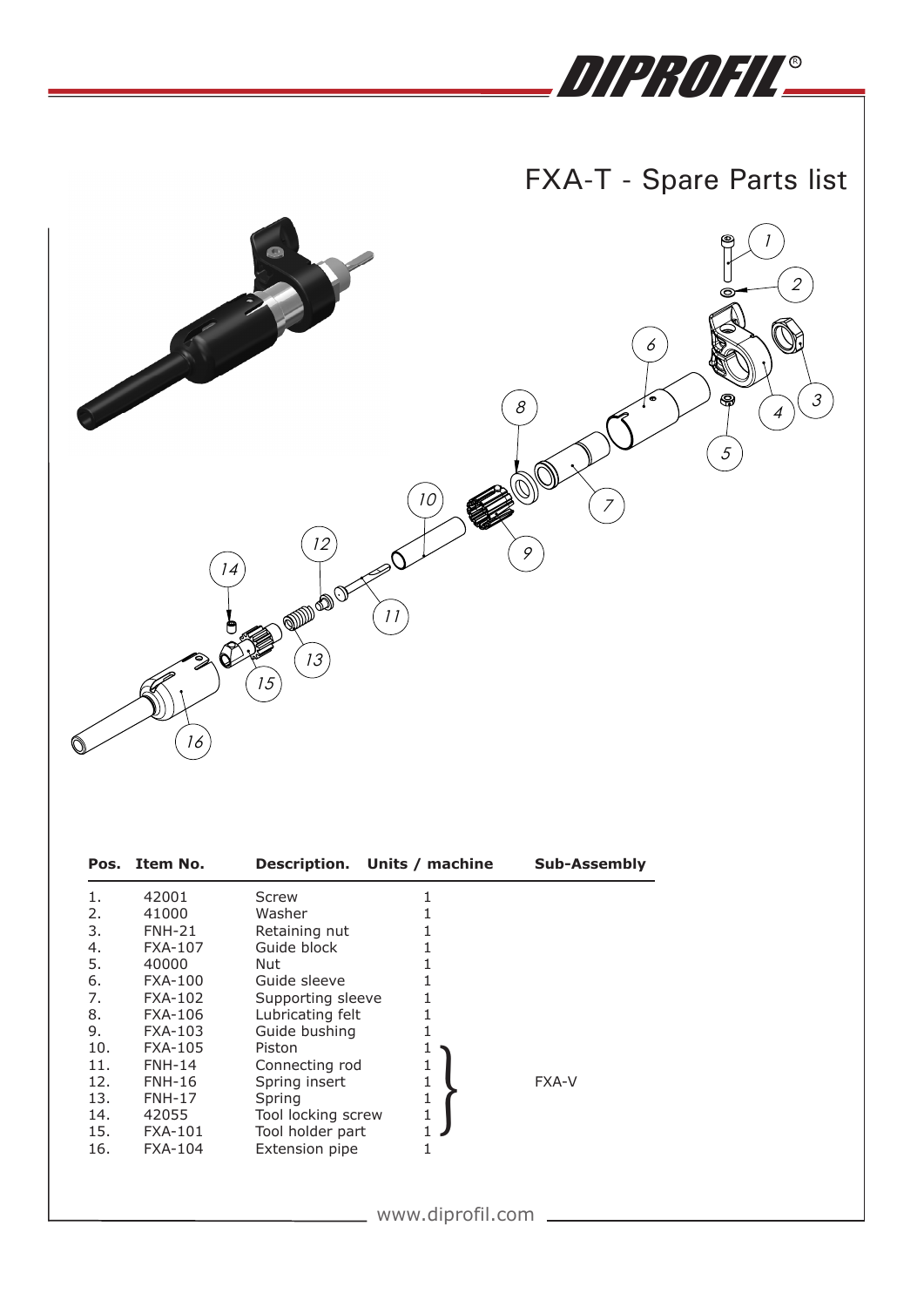# FXA-T - Spare Parts list

| Pos. | Item No. | Description. | Units / machine | Sub-Assembly |
|---|---|---|---|---|
| 1. | 42001 | Screw | 1 | |
| 2. | 41000 | Washer | 1 | |
| 3. | FNH-21 | Retaining nut | 1 | |
| 4. | FXA-107 | Guide block | 1 | |
| 5. | 40000 | Nut | 1 | |
| 6. | FXA-100 | Guide sleeve | 1 | |
| 7. | FXA-102 | Supporting sleeve | 1 | |
| 8. | FXA-106 | Lubricating felt | 1 | |
| 9. | FXA-103 | Guide bushing | 1 | |
| 10. | FXA-105 | Piston | 1 | FXA-V |
| 11. | FNH-14 | Connecting rod | 1 | FXA-V |
| 12. | FNH-16 | Spring insert | 1 | FXA-V |
| 13. | FNH-17 | Spring | 1 | FXA-V |
| 14. | 42055 | Tool locking screw | 1 | FXA-V |
| 15. | FXA-101 | Tool holder part | 1 | FXA-V |
| 16. | FXA-104 | Extension pipe | 1 | |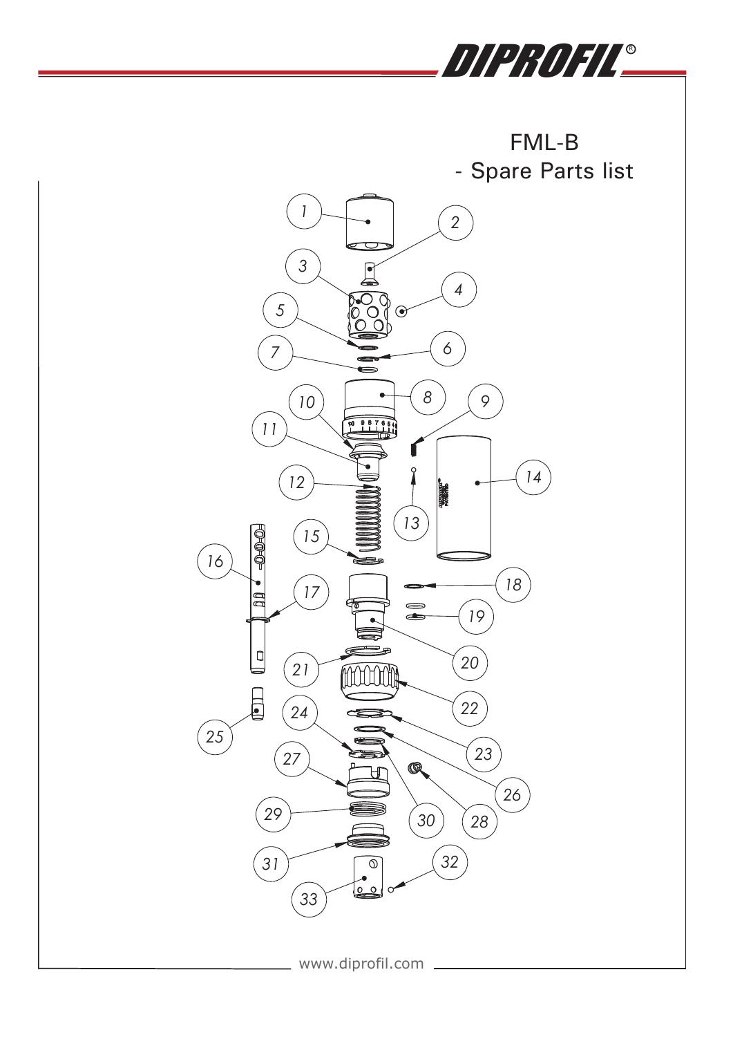# FML-B
## - Spare Parts list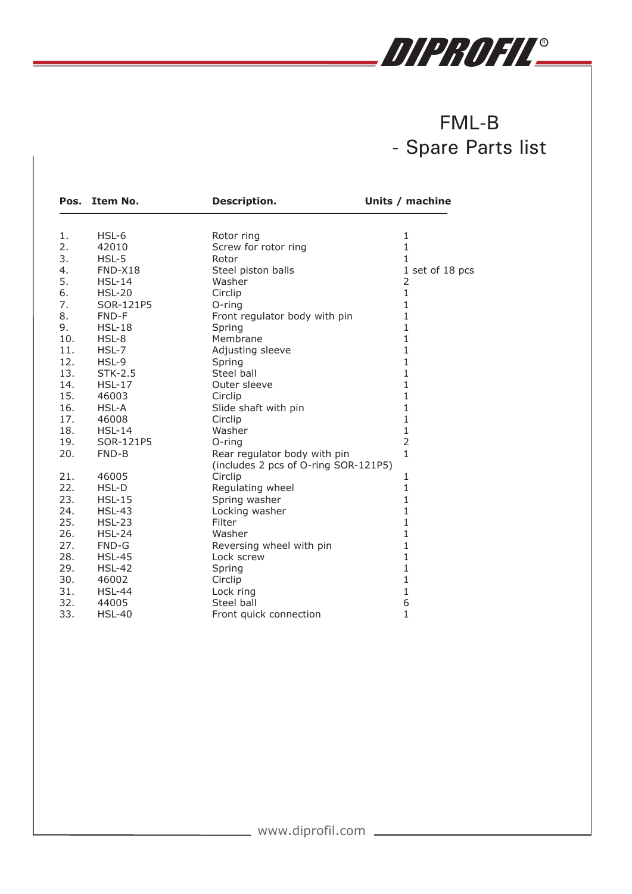# FML-B
## - Spare Parts list

| Pos. | Item No. | Description. | Units / machine |
|---|---|---|---|
| 1. | HSL-6 | Rotor ring | 1 |
| 2. | 42010 | Screw for rotor ring | 1 |
| 3. | HSL-5 | Rotor | 1 |
| 4. | FND-X18 | Steel piston balls | 1 set of 18 pcs |
| 5. | HSL-14 | Washer | 2 |
| 6. | HSL-20 | Circlip | 1 |
| 7. | SOR-121P5 | O-ring | 1 |
| 8. | FND-F | Front regulator body with pin | 1 |
| 9. | HSL-18 | Spring | 1 |
| 10. | HSL-8 | Membrane | 1 |
| 11. | HSL-7 | Adjusting sleeve | 1 |
| 12. | HSL-9 | Spring | 1 |
| 13. | STK-2.5 | Steel ball | 1 |
| 14. | HSL-17 | Outer sleeve | 1 |
| 15. | 46003 | Circlip | 1 |
| 16. | HSL-A | Slide shaft with pin | 1 |
| 17. | 46008 | Circlip | 1 |
| 18. | HSL-14 | Washer | 1 |
| 19. | SOR-121P5 | O-ring | 2 |
| 20. | FND-B | Rear regulator body with pin (includes 2 pcs of O-ring SOR-121P5) | 1 |
| 21. | 46005 | Circlip | 1 |
| 22. | HSL-D | Regulating wheel | 1 |
| 23. | HSL-15 | Spring washer | 1 |
| 24. | HSL-43 | Locking washer | 1 |
| 25. | HSL-23 | Filter | 1 |
| 26. | HSL-24 | Washer | 1 |
| 27. | FND-G | Reversing wheel with pin | 1 |
| 28. | HSL-45 | Lock screw | 1 |
| 29. | HSL-42 | Spring | 1 |
| 30. | 46002 | Circlip | 1 |
| 31. | HSL-44 | Lock ring | 1 |
| 32. | 44005 | Steel ball | 6 |
| 33. | HSL-40 | Front quick connection | 1 |